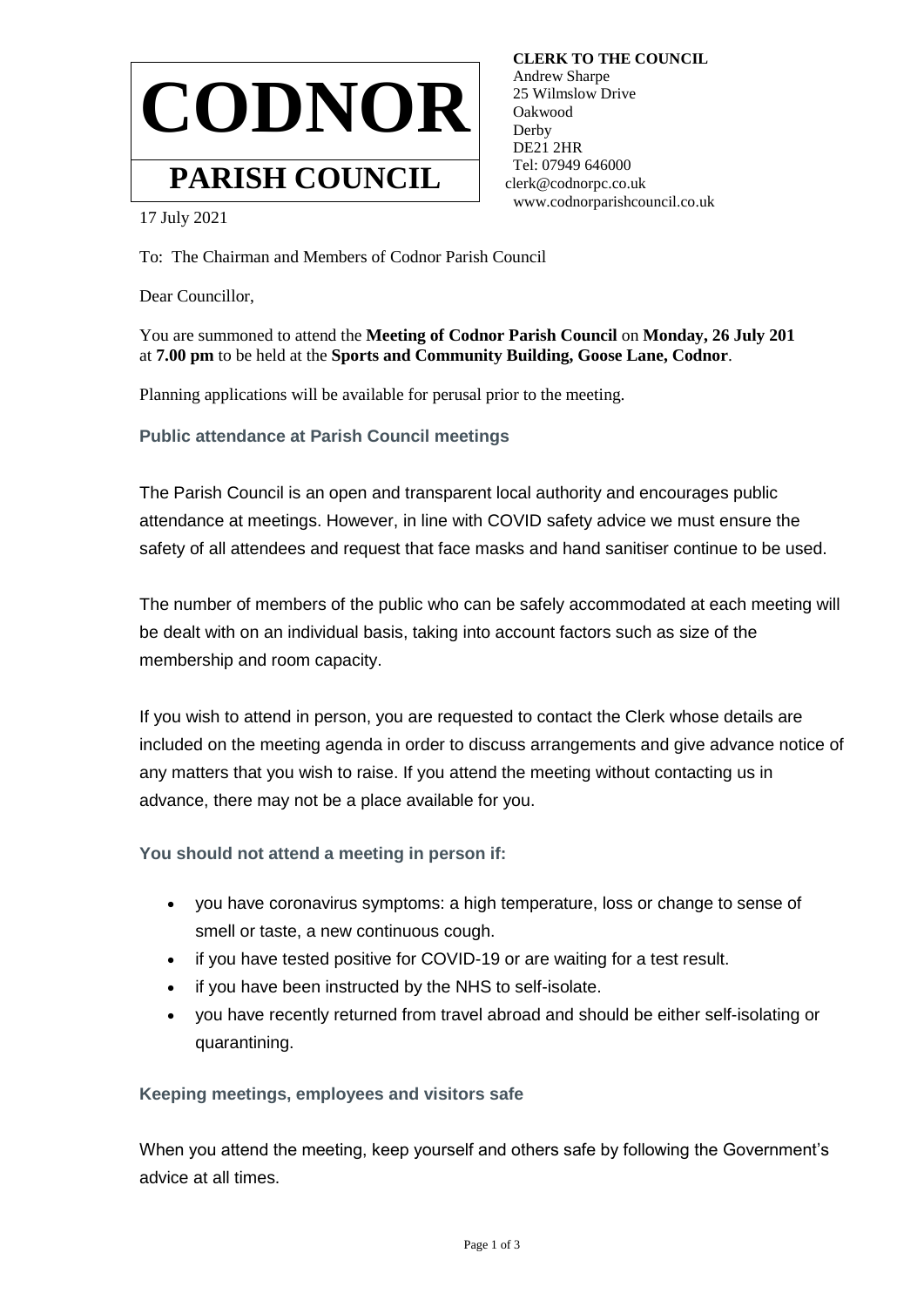# CODNOR

## PARISH COUNCIL

**CLERK TO THE COUNCIL**
Andrew Sharpe
25 Wilmslow Drive
Oakwood
Derby
DE21 2HR
Tel: 07949 646000
clerk@codnorpc.co.uk
www.codnorparishcouncil.co.uk

17 July 2021

To: The Chairman and Members of Codnor Parish Council

Dear Councillor,

You are summoned to attend the **Meeting of Codnor Parish Council** on **Monday, 26 July 201** at **7.00 pm** to be held at the **Sports and Community Building, Goose Lane, Codnor**.

Planning applications will be available for perusal prior to the meeting.

### Public attendance at Parish Council meetings

The Parish Council is an open and transparent local authority and encourages public attendance at meetings. However, in line with COVID safety advice we must ensure the safety of all attendees and request that face masks and hand sanitiser continue to be used.

The number of members of the public who can be safely accommodated at each meeting will be dealt with on an individual basis, taking into account factors such as size of the membership and room capacity.

If you wish to attend in person, you are requested to contact the Clerk whose details are included on the meeting agenda in order to discuss arrangements and give advance notice of any matters that you wish to raise. If you attend the meeting without contacting us in advance, there may not be a place available for you.

### You should not attend a meeting in person if:

- you have coronavirus symptoms: a high temperature, loss or change to sense of smell or taste, a new continuous cough.
- if you have tested positive for COVID-19 or are waiting for a test result.
- if you have been instructed by the NHS to self-isolate.
- you have recently returned from travel abroad and should be either self-isolating or quarantining.

### Keeping meetings, employees and visitors safe

When you attend the meeting, keep yourself and others safe by following the Government's advice at all times.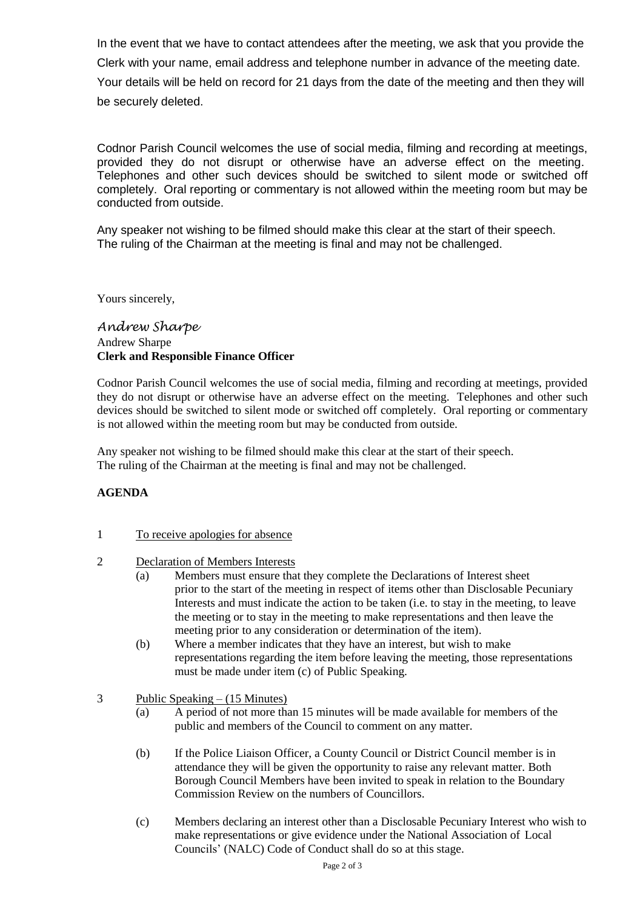In the event that we have to contact attendees after the meeting, we ask that you provide the Clerk with your name, email address and telephone number in advance of the meeting date. Your details will be held on record for 21 days from the date of the meeting and then they will be securely deleted.

Codnor Parish Council welcomes the use of social media, filming and recording at meetings, provided they do not disrupt or otherwise have an adverse effect on the meeting. Telephones and other such devices should be switched to silent mode or switched off completely. Oral reporting or commentary is not allowed within the meeting room but may be conducted from outside.

Any speaker not wishing to be filmed should make this clear at the start of their speech.
The ruling of the Chairman at the meeting is final and may not be challenged.

Yours sincerely,

*Andrew Sharpe*
Andrew Sharpe
**Clerk and Responsible Finance Officer**

Codnor Parish Council welcomes the use of social media, filming and recording at meetings, provided they do not disrupt or otherwise have an adverse effect on the meeting. Telephones and other such devices should be switched to silent mode or switched off completely. Oral reporting or commentary is not allowed within the meeting room but may be conducted from outside.

Any speaker not wishing to be filmed should make this clear at the start of their speech.
The ruling of the Chairman at the meeting is final and may not be challenged.

**AGENDA**

1 To receive apologies for absence

2 Declaration of Members Interests

(a) Members must ensure that they complete the Declarations of Interest sheet prior to the start of the meeting in respect of items other than Disclosable Pecuniary Interests and must indicate the action to be taken (i.e. to stay in the meeting, to leave the meeting or to stay in the meeting to make representations and then leave the meeting prior to any consideration or determination of the item).

(b) Where a member indicates that they have an interest, but wish to make representations regarding the item before leaving the meeting, those representations must be made under item (c) of Public Speaking.

3 Public Speaking – (15 Minutes)

(a) A period of not more than 15 minutes will be made available for members of the public and members of the Council to comment on any matter.

(b) If the Police Liaison Officer, a County Council or District Council member is in attendance they will be given the opportunity to raise any relevant matter. Both Borough Council Members have been invited to speak in relation to the Boundary Commission Review on the numbers of Councillors.

(c) Members declaring an interest other than a Disclosable Pecuniary Interest who wish to make representations or give evidence under the National Association of Local Councils' (NALC) Code of Conduct shall do so at this stage.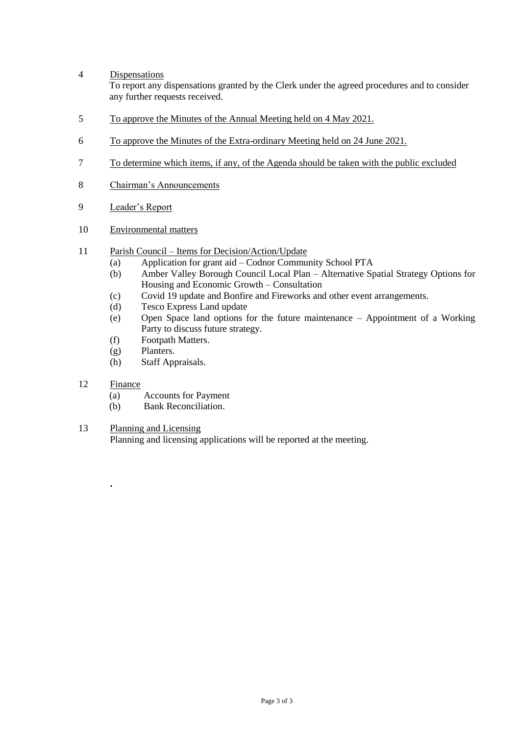4 <u>Dispensations</u>
To report any dispensations granted by the Clerk under the agreed procedures and to consider any further requests received.

5 <u>To approve the Minutes of the Annual Meeting held on 4 May 2021.</u>

6 <u>To approve the Minutes of the Extra-ordinary Meeting held on 24 June 2021.</u>

7 <u>To determine which items, if any, of the Agenda should be taken with the public excluded</u>

8 <u>Chairman's Announcements</u>

9 <u>Leader's Report</u>

10 <u>Environmental matters</u>

11 <u>Parish Council – Items for Decision/Action/Update</u>

- (a) Application for grant aid – Codnor Community School PTA
- (b) Amber Valley Borough Council Local Plan – Alternative Spatial Strategy Options for Housing and Economic Growth – Consultation
- (c) Covid 19 update and Bonfire and Fireworks and other event arrangements.
- (d) Tesco Express Land update
- (e) Open Space land options for the future maintenance – Appointment of a Working Party to discuss future strategy.
- (f) Footpath Matters.
- (g) Planters.
- (h) Staff Appraisals.

12 <u>Finance</u>

- (a) Accounts for Payment
- (b) Bank Reconciliation.

13 <u>Planning and Licensing</u>
Planning and licensing applications will be reported at the meeting.

.